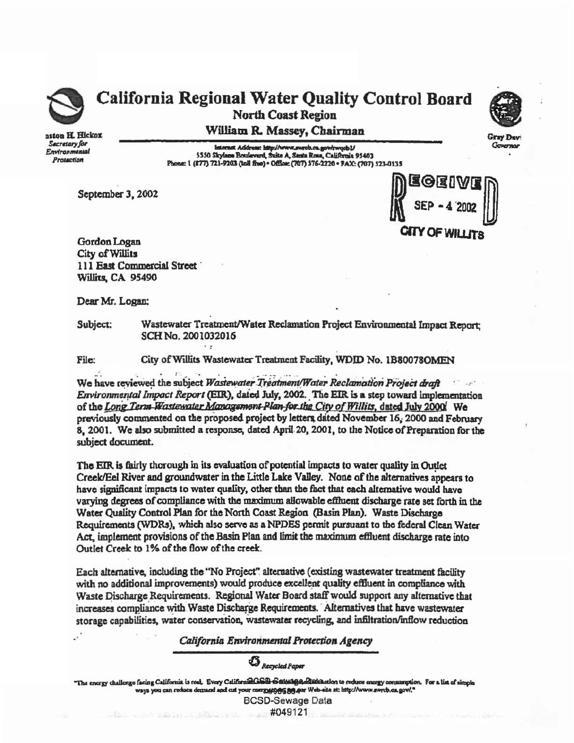# California Regional Water Quality Control Board

**North Coast Region**

**William R. Massey, Chairman**

Winston H. Hickox
*Secretary for Environmental Protection*

Gray Davis
*Governor*

Internet Address: http://www.swrcb.ca.gov/rwqcb1/
5550 Skylane Boulevard, Suite A, Santa Rosa, California 95403
Phone: 1 (877) 721-9203 (toll free) • Office: (707) 576-2220 • FAX: (707) 523-0135

RECEIVED
SEP - 4 2002
CITY OF WILLITS

September 3, 2002

Gordon Logan
City of Willits
111 East Commercial Street
Willits, CA 95490

Dear Mr. Logan:

Subject: Wastewater Treatment/Water Reclamation Project Environmental Impact Report; SCH No. 2001032016

File: City of Willits Wastewater Treatment Facility, WDID No. 1B80078OMEN

We have reviewed the subject *Wastewater Treatment/Water Reclamation Project draft Environmental Impact Report* (EIR), dated July, 2002. The EIR is a step toward implementation of the *Long Term Wastewater Management Plan for the City of Willits*, dated July 2000. We previously commented on the proposed project by letters dated November 16, 2000 and February 8, 2001. We also submitted a response, dated April 20, 2001, to the Notice of Preparation for the subject document.

The EIR is fairly thorough in its evaluation of potential impacts to water quality in Outlet Creek/Eel River and groundwater in the Little Lake Valley. None of the alternatives appears to have significant impacts to water quality, other than the fact that each alternative would have varying degrees of compliance with the maximum allowable effluent discharge rate set forth in the Water Quality Control Plan for the North Coast Region (Basin Plan). Waste Discharge Requirements (WDRs), which also serve as a NPDES permit pursuant to the federal Clean Water Act, implement provisions of the Basin Plan and limit the maximum effluent discharge rate into Outlet Creek to 1% of the flow of the creek.

Each alternative, including the "No Project" alternative (existing wastewater treatment facility with no additional improvements) would produce excellent quality effluent in compliance with Waste Discharge Requirements. Regional Water Board staff would support any alternative that increases compliance with Waste Discharge Requirements. Alternatives that have wastewater storage capabilities, water conservation, wastewater recycling, and infiltration/inflow reduction

*California Environmental Protection Agency*

*Recycled Paper*

"The energy challenge facing California is real. Every Californian needs to take immediate action to reduce energy consumption. For a list of simple ways you can reduce demand and cut your energy costs, see our Web-site at: http://www.swrcb.ca.gov/."

BCSD-Sewage Data
#049121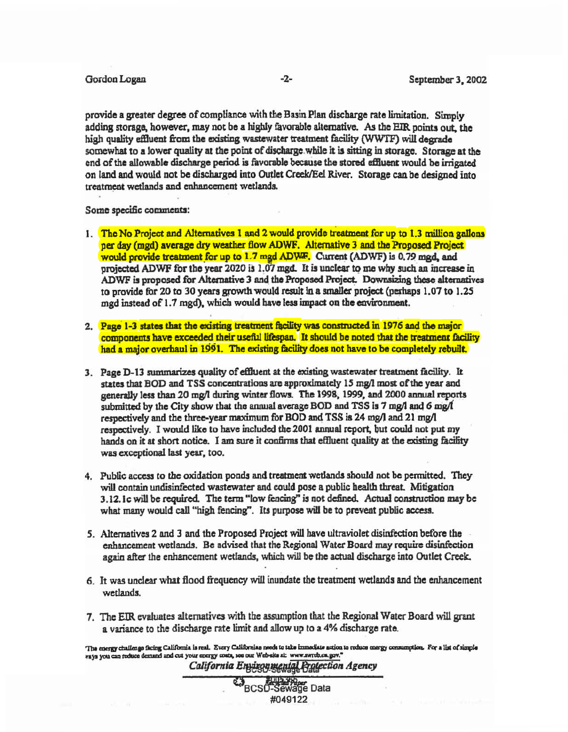provide a greater degree of compliance with the Basin Plan discharge rate limitation. Simply adding storage, however, may not be a highly favorable alternative. As the EIR points out, the high quality effluent from the existing wastewater treatment facility (WWTF) will degrade somewhat to a lower quality at the point of discharge while it is sitting in storage. Storage at the end of the allowable discharge period is favorable because the stored effluent would be irrigated on land and would not be discharged into Outlet Creek/Eel River. Storage can be designed into treatment wetlands and enhancement wetlands.

Some specific comments:

1. The No Project and Alternatives 1 and 2 would provide treatment for up to 1.3 million gallons per day (mgd) average dry weather flow ADWF. Alternative 3 and the Proposed Project would provide treatment for up to 1.7 mgd ADWF. Current (ADWF) is 0.79 mgd, and projected ADWF for the year 2020 is 1.07 mgd. It is unclear to me why such an increase in ADWF is proposed for Alternative 3 and the Proposed Project. Downsizing these alternatives to provide for 20 to 30 years growth would result in a smaller project (perhaps 1.07 to 1.25 mgd instead of 1.7 mgd), which would have less impact on the environment.

2. Page 1-3 states that the existing treatment facility was constructed in 1976 and the major components have exceeded their useful lifespan. It should be noted that the treatment facility had a major overhaul in 1991. The existing facility does not have to be completely rebuilt.

3. Page D-13 summarizes quality of effluent at the existing wastewater treatment facility. It states that BOD and TSS concentrations are approximately 15 mg/l most of the year and generally less than 20 mg/l during winter flows. The 1998, 1999, and 2000 annual reports submitted by the City show that the annual average BOD and TSS is 7 mg/l and 6 mg/l respectively and the three-year maximum for BOD and TSS is 24 mg/l and 21 mg/l respectively. I would like to have included the 2001 annual report, but could not put my hands on it at short notice. I am sure it confirms that effluent quality at the existing facility was exceptional last year, too.

4. Public access to the oxidation ponds and treatment wetlands should not be permitted. They will contain undisinfected wastewater and could pose a public health threat. Mitigation 3.12.1c will be required. The term "low fencing" is not defined. Actual construction may be what many would call "high fencing". Its purpose will be to prevent public access.

5. Alternatives 2 and 3 and the Proposed Project will have ultraviolet disinfection before the enhancement wetlands. Be advised that the Regional Water Board may require disinfection again after the enhancement wetlands, which will be the actual discharge into Outlet Creek.

6. It was unclear what flood frequency will inundate the treatment wetlands and the enhancement wetlands.

7. The EIR evaluates alternatives with the assumption that the Regional Water Board will grant a variance to the discharge rate limit and allow up to a 4% discharge rate.

*The energy challenge facing California is real. Every Californian needs to take immediate action to reduce energy consumption. For a list of simple ways you can reduce demand and cut your energy costs, see our Web-site at: www.swrcb.ca.gov.*

*California Environmental Protection Agency*

BCSD-Sewage Data
#049122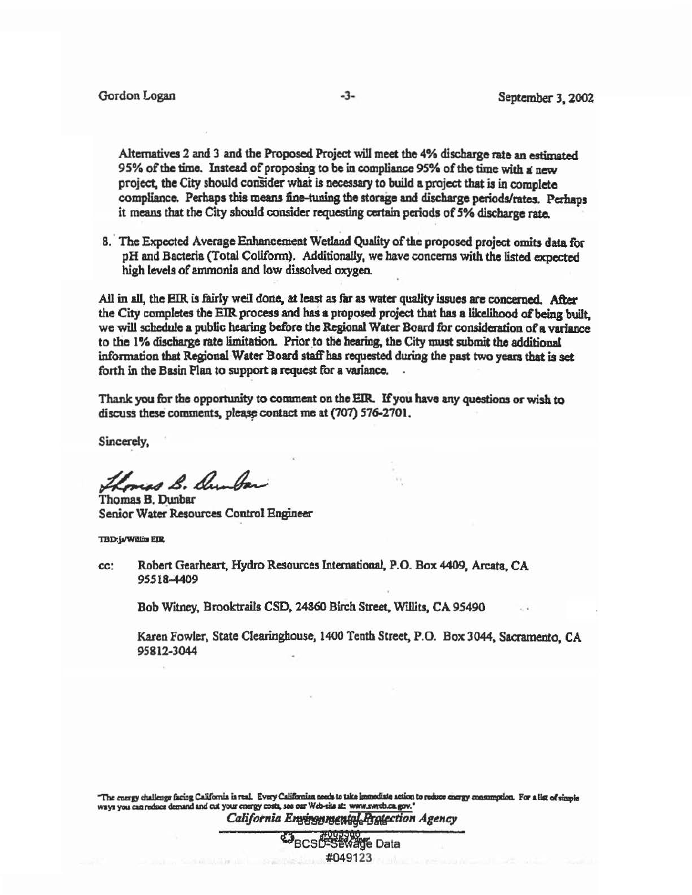Alternatives 2 and 3 and the Proposed Project will meet the 4% discharge rate an estimated 95% of the time. Instead of proposing to be in compliance 95% of the time with a new project, the City should consider what is necessary to build a project that is in complete compliance. Perhaps this means fine-tuning the storage and discharge periods/rates. Perhaps it means that the City should consider requesting certain periods of 5% discharge rate.

8. The Expected Average Enhancement Wetland Quality of the proposed project omits data for pH and Bacteria (Total Coliform). Additionally, we have concerns with the listed expected high levels of ammonia and low dissolved oxygen.

All in all, the EIR is fairly well done, at least as far as water quality issues are concerned. After the City completes the EIR process and has a proposed project that has a likelihood of being built, we will schedule a public hearing before the Regional Water Board for consideration of a variance to the 1% discharge rate limitation. Prior to the hearing, the City must submit the additional information that Regional Water Board staff has requested during the past two years that is set forth in the Basin Plan to support a request for a variance.

Thank you for the opportunity to comment on the EIR. If you have any questions or wish to discuss these comments, please contact me at (707) 576-2701.

Sincerely,

Thomas B. Dunbar
Senior Water Resources Control Engineer

TBD:js/Willits EIR

cc: Robert Gearheart, Hydro Resources International, P.O. Box 4409, Arcata, CA 95518-4409

Bob Witney, Brooktrails CSD, 24860 Birch Street, Willits, CA 95490

Karen Fowler, State Clearinghouse, 1400 Tenth Street, P.O. Box 3044, Sacramento, CA 95812-3044

"The energy challenge facing California is real. Every Californian needs to take immediate action to reduce energy consumption. For a list of simple ways you can reduce demand and cut your energy costs, see our Web-site at: www.swrcb.ca.gov."

*California Environmental Protection Agency*

BCSD-Sewage Data
#049123